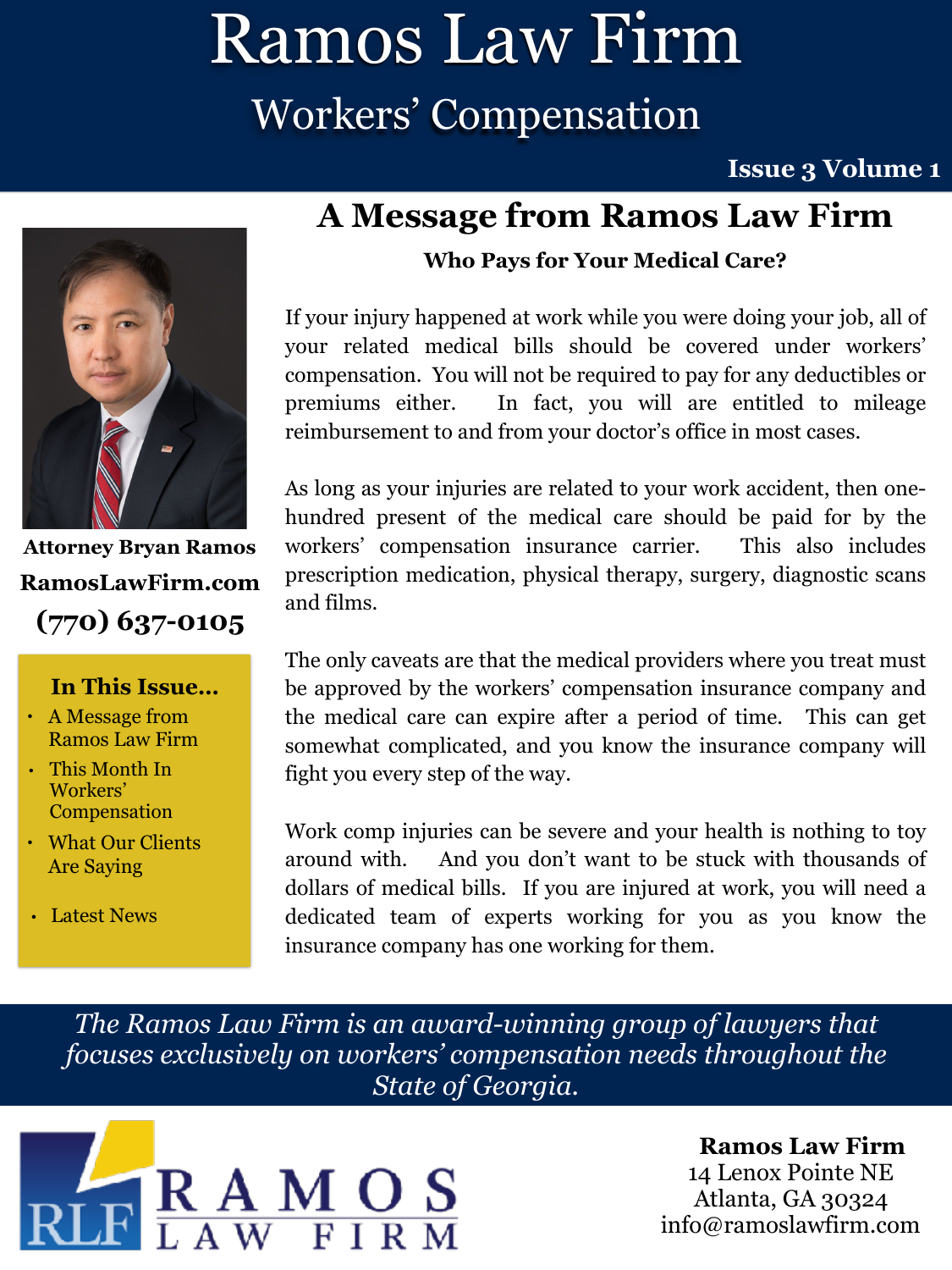# Ramos Law Firm

## Workers' Compensation

**Issue 3 Volume 1**

**Attorney Bryan Ramos**

**RamosLawFirm.com**

**(770) 637-0105**

**In This Issue…**

- A Message from Ramos Law Firm
- This Month In Workers' Compensation
- What Our Clients Are Saying
- Latest News

## A Message from Ramos Law Firm

**Who Pays for Your Medical Care?**

If your injury happened at work while you were doing your job, all of your related medical bills should be covered under workers' compensation. You will not be required to pay for any deductibles or premiums either. In fact, you will are entitled to mileage reimbursement to and from your doctor's office in most cases.

As long as your injuries are related to your work accident, then one-hundred present of the medical care should be paid for by the workers' compensation insurance carrier. This also includes prescription medication, physical therapy, surgery, diagnostic scans and films.

The only caveats are that the medical providers where you treat must be approved by the workers' compensation insurance company and the medical care can expire after a period of time. This can get somewhat complicated, and you know the insurance company will fight you every step of the way.

Work comp injuries can be severe and your health is nothing to toy around with. And you don't want to be stuck with thousands of dollars of medical bills. If you are injured at work, you will need a dedicated team of experts working for you as you know the insurance company has one working for them.

*The Ramos Law Firm is an award-winning group of lawyers that focuses exclusively on workers' compensation needs throughout the State of Georgia.*

RLF RAMOS LAW FIRM

**Ramos Law Firm**
14 Lenox Pointe NE
Atlanta, GA 30324
info@ramoslawfirm.com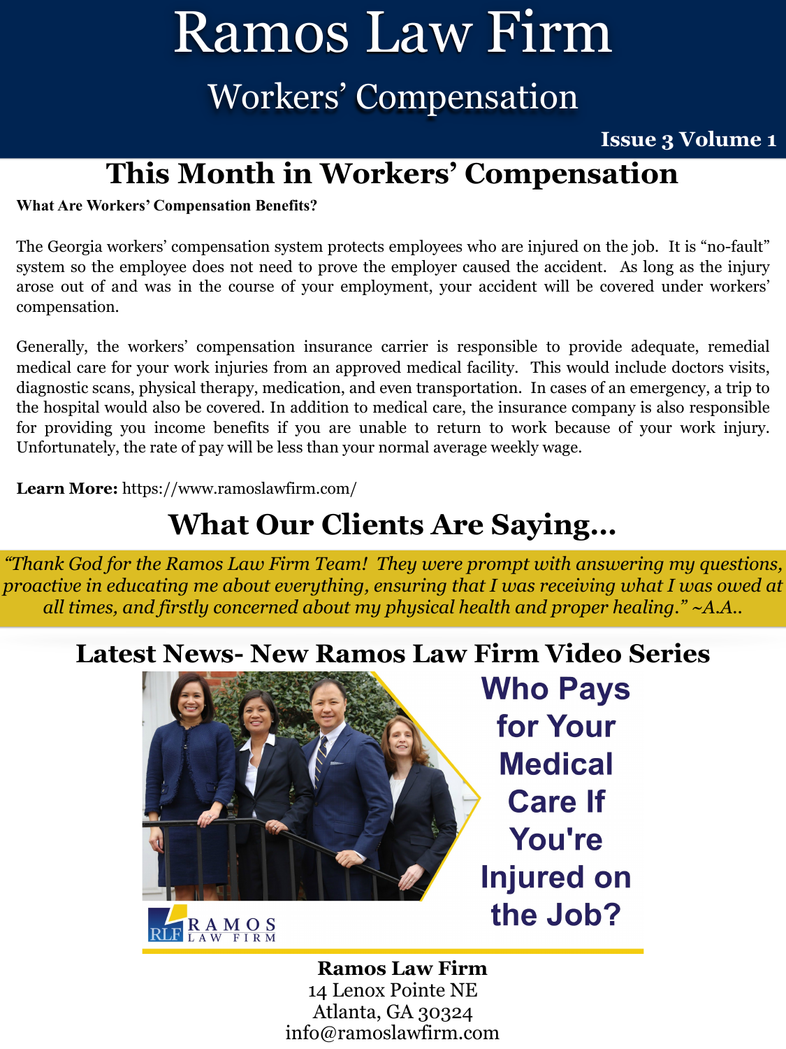# Ramos Law Firm

## Workers' Compensation

**Issue 3 Volume 1**

## This Month in Workers' Compensation

**What Are Workers' Compensation Benefits?**

The Georgia workers' compensation system protects employees who are injured on the job. It is "no-fault" system so the employee does not need to prove the employer caused the accident. As long as the injury arose out of and was in the course of your employment, your accident will be covered under workers' compensation.

Generally, the workers' compensation insurance carrier is responsible to provide adequate, remedial medical care for your work injuries from an approved medical facility. This would include doctors visits, diagnostic scans, physical therapy, medication, and even transportation. In cases of an emergency, a trip to the hospital would also be covered. In addition to medical care, the insurance company is also responsible for providing you income benefits if you are unable to return to work because of your work injury. Unfortunately, the rate of pay will be less than your normal average weekly wage.

**Learn More:** https://www.ramoslawfirm.com/

## What Our Clients Are Saying…

*"Thank God for the Ramos Law Firm Team! They were prompt with answering my questions, proactive in educating me about everything, ensuring that I was receiving what I was owed at all times, and firstly concerned about my physical health and proper healing." ~A.A..*

## Latest News- New Ramos Law Firm Video Series

Who Pays for Your Medical Care If You're Injured on the Job?

RLF RAMOS LAW FIRM

**Ramos Law Firm**
14 Lenox Pointe NE
Atlanta, GA 30324
info@ramoslawfirm.com